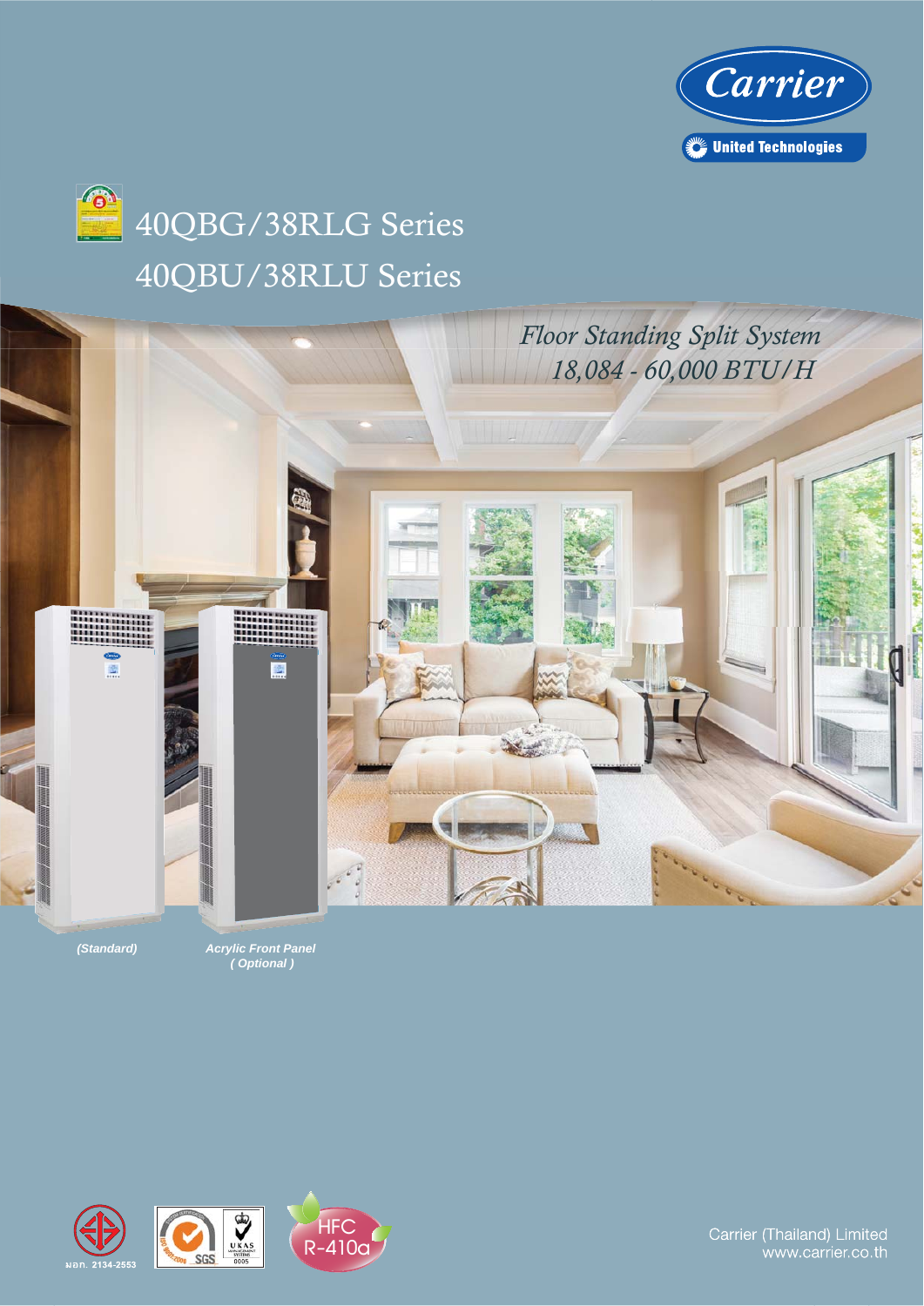Carrier

United Technologies

# 40QBG/38RLG Series
# 40QBU/38RLU Series

*Floor Standing Split System*
*18,084 - 60,000 BTU/H*

*(Standard)*

*Acrylic Front Panel ( Optional )*

มอก. 2134-2553

HFC R-410a

Carrier (Thailand) Limited
www.carrier.co.th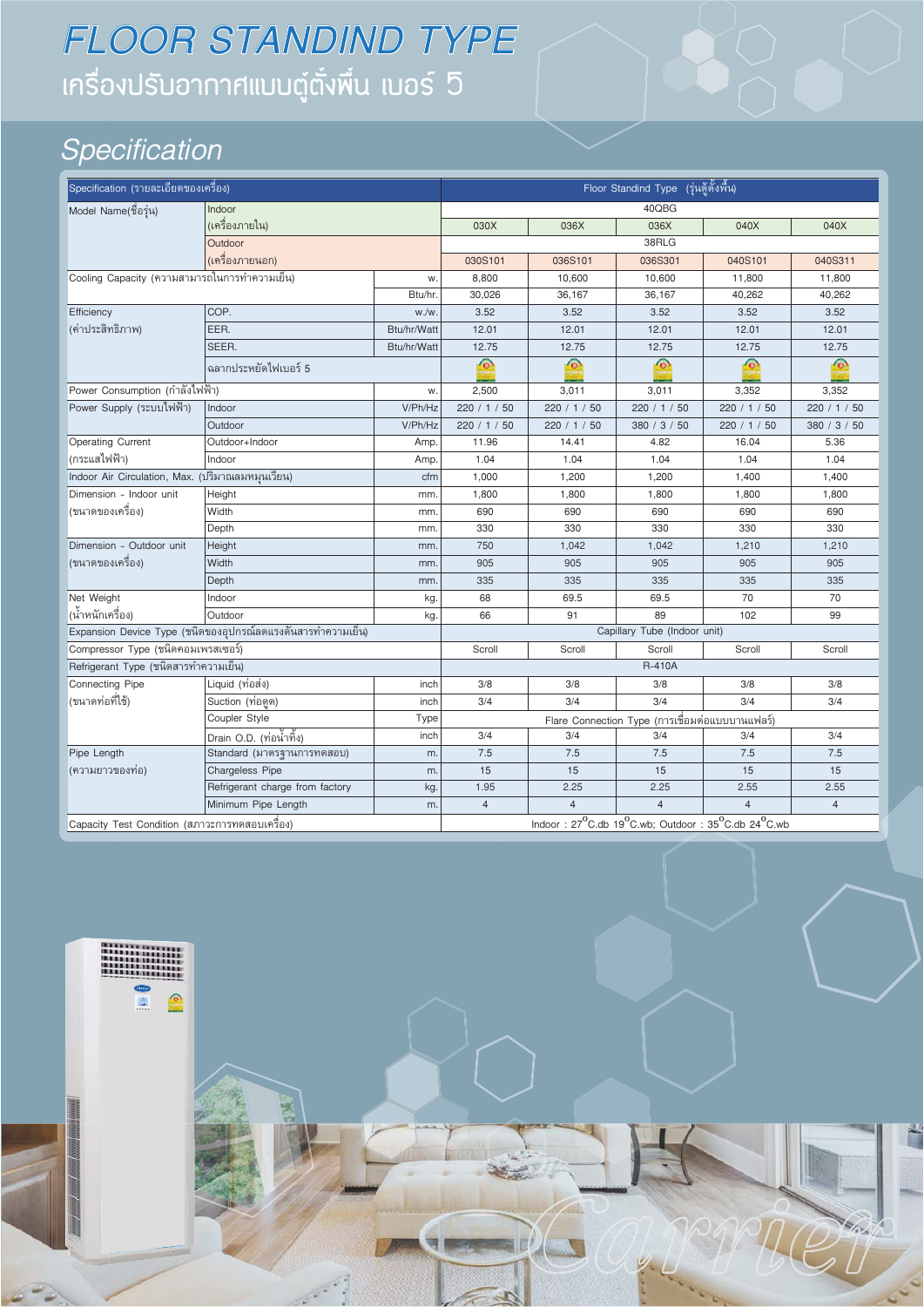# FLOOR STANDIND TYPE

## เครื่องปรับอากาศแบบตู้ตั้งพื้น เบอร์ 5

## Specification

| Specification (รายละเอียดของเครื่อง) | | | Floor Standind Type (รุ่นตู้ตั้งพื้น) | | | | |
|---|---|---|---|---|---|---|---|
| Model Name(ชื่อรุ่น) | Indoor (เครื่องภายใน) | | 40QBG | | | | |
| | | | 030X | 036X | 036X | 040X | 040X |
| | Outdoor (เครื่องภายนอก) | | 38RLG | | | | |
| | | | 030S101 | 036S101 | 036S301 | 040S101 | 040S311 |
| Cooling Capacity (ความสามารถในการทำความเย็น) | | w. | 8,800 | 10,600 | 10,600 | 11,800 | 11,800 |
| | | Btu/hr. | 30,026 | 36,167 | 36,167 | 40,262 | 40,262 |
| Efficiency (ค่าประสิทธิภาพ) | COP. | w./w. | 3.52 | 3.52 | 3.52 | 3.52 | 3.52 |
| | EER. | Btu/hr/Watt | 12.01 | 12.01 | 12.01 | 12.01 | 12.01 |
| | SEER. | Btu/hr/Watt | 12.75 | 12.75 | 12.75 | 12.75 | 12.75 |
| | ฉลากประหยัดไฟเบอร์ 5 | | | | | | |
| Power Consumption (กำลังไฟฟ้า) | | w. | 2,500 | 3,011 | 3,011 | 3,352 | 3,352 |
| Power Supply (ระบบไฟฟ้า) | Indoor | V/Ph/Hz | 220 / 1 / 50 | 220 / 1 / 50 | 220 / 1 / 50 | 220 / 1 / 50 | 220 / 1 / 50 |
| | Outdoor | V/Ph/Hz | 220 / 1 / 50 | 220 / 1 / 50 | 380 / 3 / 50 | 220 / 1 / 50 | 380 / 3 / 50 |
| Operating Current (กระแสไฟฟ้า) | Outdoor+Indoor | Amp. | 11.96 | 14.41 | 4.82 | 16.04 | 5.36 |
| | Indoor | Amp. | 1.04 | 1.04 | 1.04 | 1.04 | 1.04 |
| Indoor Air Circulation, Max. (ปริมาณลมหมุนเวียน) | | cfm | 1,000 | 1,200 | 1,200 | 1,400 | 1,400 |
| Dimension - Indoor unit (ขนาดของเครื่อง) | Height | mm. | 1,800 | 1,800 | 1,800 | 1,800 | 1,800 |
| | Width | mm. | 690 | 690 | 690 | 690 | 690 |
| | Depth | mm. | 330 | 330 | 330 | 330 | 330 |
| Dimension - Outdoor unit (ขนาดของเครื่อง) | Height | mm. | 750 | 1,042 | 1,042 | 1,210 | 1,210 |
| | Width | mm. | 905 | 905 | 905 | 905 | 905 |
| | Depth | mm. | 335 | 335 | 335 | 335 | 335 |
| Net Weight (น้ำหนักเครื่อง) | Indoor | kg. | 68 | 69.5 | 69.5 | 70 | 70 |
| | Outdoor | kg. | 66 | 91 | 89 | 102 | 99 |
| Expansion Device Type (ชนิดของอุปกรณ์ลดแรงดันสารทำความเย็น) | | | Capillary Tube (Indoor unit) | | | | |
| Compressor Type (ชนิดคอมเพรสเซอร์) | | | Scroll | Scroll | Scroll | Scroll | Scroll |
| Refrigerant Type (ชนิดสารทำความเย็น) | | | R-410A | | | | |
| Connecting Pipe (ขนาดท่อที่ใช้) | Liquid (ท่อส่ง) | inch | 3/8 | 3/8 | 3/8 | 3/8 | 3/8 |
| | Suction (ท่อดูด) | inch | 3/4 | 3/4 | 3/4 | 3/4 | 3/4 |
| | Coupler Style | Type | Flare Connection Type (การเชื่อมต่อแบบบานแฟลร์) | | | | |
| | Drain O.D. (ท่อน้ำทิ้ง) | inch | 3/4 | 3/4 | 3/4 | 3/4 | 3/4 |
| Pipe Length (ความยาวของท่อ) | Standard (มาตรฐานการทดสอบ) | m. | 7.5 | 7.5 | 7.5 | 7.5 | 7.5 |
| | Chargeless Pipe | m. | 15 | 15 | 15 | 15 | 15 |
| | Refrigerant charge from factory | kg. | 1.95 | 2.25 | 2.25 | 2.55 | 2.55 |
| | Minimum Pipe Length | m. | 4 | 4 | 4 | 4 | 4 |
| Capacity Test Condition (สภาวะการทดสอบเครื่อง) | | | Indoor : 27°C.db 19°C.wb; Outdoor : 35°C.db 24°C.wb | | | | |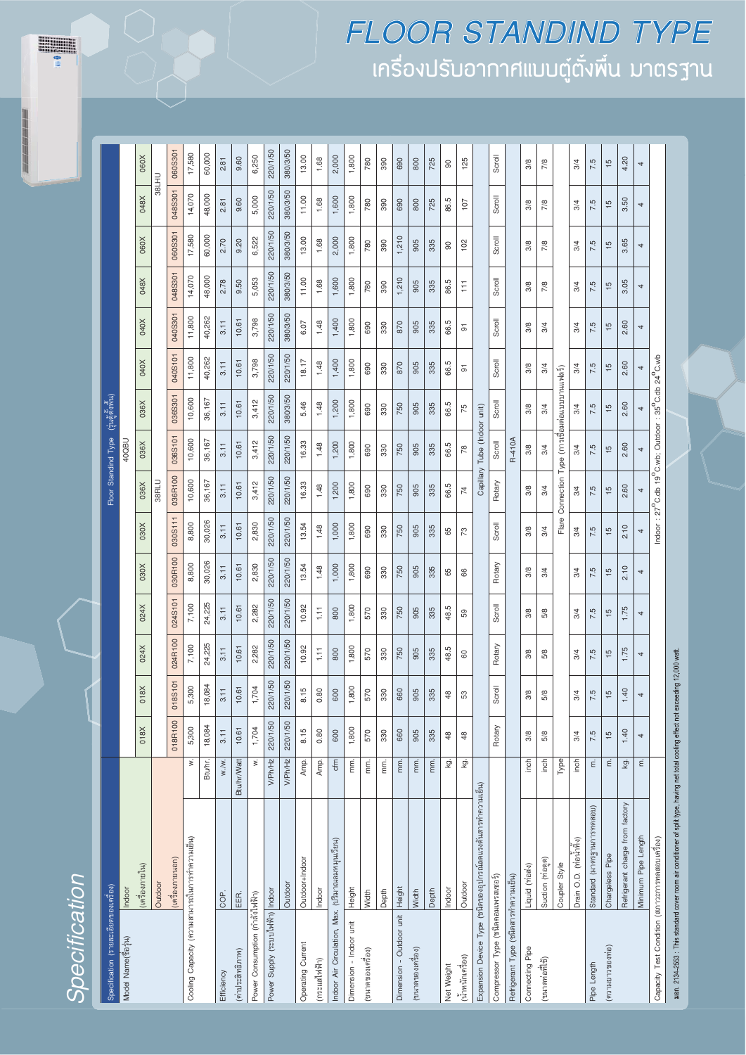# FLOOR STANDIND TYPE

## เครื่องปรับอากาศแบบตู้ตั้งพื้น มาตรฐาน

# Specification

| Specification (รายละเอียดของเครื่อง) | | | Floor Standind Type (รุ่นตู้ตั้งพื้น) | | | | | | | | | | | | | | |
|---|---|---|---|---|---|---|---|---|---|---|---|---|---|---|---|---|---|
| Model Name (ชื่อรุ่น) | Indoor (เครื่องภายใน) | | 40QBU | | | | | | | | | | | | | | |
| | | | 018X | 018X | 024X | 024X | 030X | 030X | 036X | 036X | 036X | 040X | 040X | 048X | 060X | 048X | 060X |
| | Outdoor (เครื่องภายนอก) | | 38RLU | | | | | | | | | | | | | 38LHU | |
| | | | 018R100 | 018S101 | 024R100 | 024S101 | 030R100 | 030S111 | 036R100 | 036S101 | 036S301 | 040S101 | 040S301 | 048S301 | 060S301 | 048S301 | 060S301 |
| Cooling Capacity (ความสามารถในการทำความเย็น) | | W. | 5,300 | 5,300 | 7,100 | 7,100 | 8,800 | 8,800 | 10,600 | 10,600 | 10,600 | 11,800 | 11,800 | 14,070 | 17,580 | 14,070 | 17,580 |
| | | Btu/hr. | 18,084 | 18,084 | 24,225 | 24,225 | 30,026 | 30,026 | 36,167 | 36,167 | 36,167 | 40,262 | 40,262 | 48,000 | 60,000 | 48,000 | 60,000 |
| Efficiency (ค่าประสิทธิภาพ) | COP. | W./W. | 3.11 | 3.11 | 3.11 | 3.11 | 3.11 | 3.11 | 3.11 | 3.11 | 3.11 | 3.11 | 3.11 | 2.78 | 2.70 | 2.81 | 2.81 |
| | EER. | Btu/hr/Watt | 10.61 | 10.61 | 10.61 | 10.61 | 10.61 | 10.61 | 10.61 | 10.61 | 10.61 | 10.61 | 10.61 | 9.50 | 9.20 | 9.60 | 9.60 |
| Power Consumption (กำลังไฟฟ้า) | | W. | 1,704 | 1,704 | 2,282 | 2,282 | 2,830 | 2,830 | 3,412 | 3,412 | 3,412 | 3,798 | 3,798 | 5,053 | 6,522 | 5,000 | 6,250 |
| Power Supply (ระบบไฟฟ้า) | Indoor | V/Ph/Hz | 220/1/50 | 220/1/50 | 220/1/50 | 220/1/50 | 220/1/50 | 220/1/50 | 220/1/50 | 220/1/50 | 220/1/50 | 220/1/50 | 220/1/50 | 220/1/50 | 220/1/50 | 220/1/50 | 220/1/50 |
| | Outdoor | V/Ph/Hz | 220/1/50 | 220/1/50 | 220/1/50 | 220/1/50 | 220/1/50 | 220/1/50 | 220/1/50 | 220/1/50 | 380/3/50 | 220/1/50 | 380/3/50 | 380/3/50 | 380/3/50 | 380/3/50 | 380/3/50 |
| Operating Current (กระแสไฟฟ้า) | Outdoor+Indoor | Amp. | 8.15 | 8.15 | 10.92 | 10.92 | 13.54 | 13.54 | 16.33 | 16.33 | 5.46 | 18.17 | 6.07 | 11.00 | 13.00 | 11.00 | 13.00 |
| | Indoor | Amp. | 0.80 | 0.80 | 1.11 | 1.11 | 1.48 | 1.48 | 1.48 | 1.48 | 1.48 | 1.48 | 1.48 | 1.68 | 1.68 | 1.68 | 1.68 |
| Indoor Air Circulation, Max. (ปริมาณลมหมุนเวียน) | | cfm | 600 | 600 | 800 | 800 | 1,000 | 1,000 | 1,200 | 1,200 | 1,200 | 1,400 | 1,400 | 1,600 | 2,000 | 1,600 | 2,000 |
| Dimension - Indoor unit (ขนาดของเครื่อง) | Height | mm. | 1,800 | 1,800 | 1,800 | 1,800 | 1,800 | 1,800 | 1,800 | 1,800 | 1,800 | 1,800 | 1,800 | 1,800 | 1,800 | 1,800 | 1,800 |
| | Width | mm. | 570 | 570 | 570 | 570 | 690 | 690 | 690 | 690 | 690 | 690 | 690 | 780 | 780 | 780 | 780 |
| | Depth | mm. | 330 | 330 | 330 | 330 | 330 | 330 | 330 | 330 | 330 | 330 | 330 | 390 | 390 | 390 | 390 |
| Dimension - Outdoor unit (ขนาดของเครื่อง) | Height | mm. | 660 | 660 | 750 | 750 | 750 | 750 | 750 | 750 | 750 | 870 | 870 | 1,210 | 1,210 | 690 | 690 |
| | Width | mm. | 905 | 905 | 905 | 905 | 905 | 905 | 905 | 905 | 905 | 905 | 905 | 905 | 905 | 800 | 800 |
| | Depth | mm. | 335 | 335 | 335 | 335 | 335 | 335 | 335 | 335 | 335 | 335 | 335 | 335 | 335 | 725 | 725 |
| Net Weight (น้ำหนักเครื่อง) | Indoor | kg. | 48 | 48 | 48.5 | 48.5 | 65 | 65 | 66.5 | 66.5 | 66.5 | 66.5 | 66.5 | 86.5 | 90 | 86.5 | 90 |
| | Outdoor | kg. | 48 | 53 | 60 | 59 | 66 | 73 | 74 | 78 | 75 | 91 | 91 | 111 | 102 | 107 | 125 |
| Expansion Device Type (ชนิดของอุปกรณ์ลดแรงดันสารทำความเย็น) | | | Capillary Tube (Indoor unit) | | | | | | | | | | | | | | |
| Compressor Type (ชนิดคอมเพรสเซอร์) | | | Rotary | Scroll | Rotary | Scroll | Rotary | Scroll | Rotary | Scroll | Scroll | Scroll | Scroll | Scroll | Scroll | Scroll | Scroll |
| Refrigerant Type (ชนิดสารทำความเย็น) | | | R-410A | | | | | | | | | | | | | | |
| Connecting Pipe (ขนาดท่อที่ใช้) | Liquid (ท่อส่ง) | inch | 3/8 | 3/8 | 3/8 | 3/8 | 3/8 | 3/8 | 3/8 | 3/8 | 3/8 | 3/8 | 3/8 | 3/8 | 3/8 | 3/8 | 3/8 |
| | Suction (ท่อดูด) | inch | 5/8 | 5/8 | 5/8 | 5/8 | 3/4 | 3/4 | 3/4 | 3/4 | 3/4 | 3/4 | 3/4 | 7/8 | 7/8 | 7/8 | 7/8 |
| | Coupler Style | Type | Flare Connection Type (การเชื่อมต่อแบบบานแฟร์) | | | | | | | | | | | | | | |
| | Drain O.D. (ท่อน้ำทิ้ง) | inch | 3/4 | 3/4 | 3/4 | 3/4 | 3/4 | 3/4 | 3/4 | 3/4 | 3/4 | 3/4 | 3/4 | 3/4 | 3/4 | 3/4 | 3/4 |
| Pipe Length (ความยาวของท่อ) | Standard (มาตรฐานการทดสอบ) | m. | 7.5 | 7.5 | 7.5 | 7.5 | 7.5 | 7.5 | 7.5 | 7.5 | 7.5 | 7.5 | 7.5 | 7.5 | 7.5 | 7.5 | 7.5 |
| | Chargeless Pipe | m. | 15 | 15 | 15 | 15 | 15 | 15 | 15 | 15 | 15 | 15 | 15 | 15 | 15 | 15 | 15 |
| | Refrigerant charge from factory | kg. | 1.40 | 1.40 | 1.75 | 1.75 | 2.10 | 2.10 | 2.60 | 2.60 | 2.60 | 2.60 | 2.60 | 3.05 | 3.65 | 3.50 | 4.20 |
| | Minimum Pipe Length | m. | 4 | 4 | 4 | 4 | 4 | 4 | 4 | 4 | 4 | 4 | 4 | 4 | 4 | 4 | 4 |
| Capacity Test Condition (สภาวะการทดสอบเครื่อง) | | | Indoor : 27°C db 19°C wb; Outdoor : 35°C db 24°C wb | | | | | | | | | | | | | | |

มอก. 2134-2553 : This standard cover room air conditioner of split type, having net total cooling effect not exceeding 12,000 watt.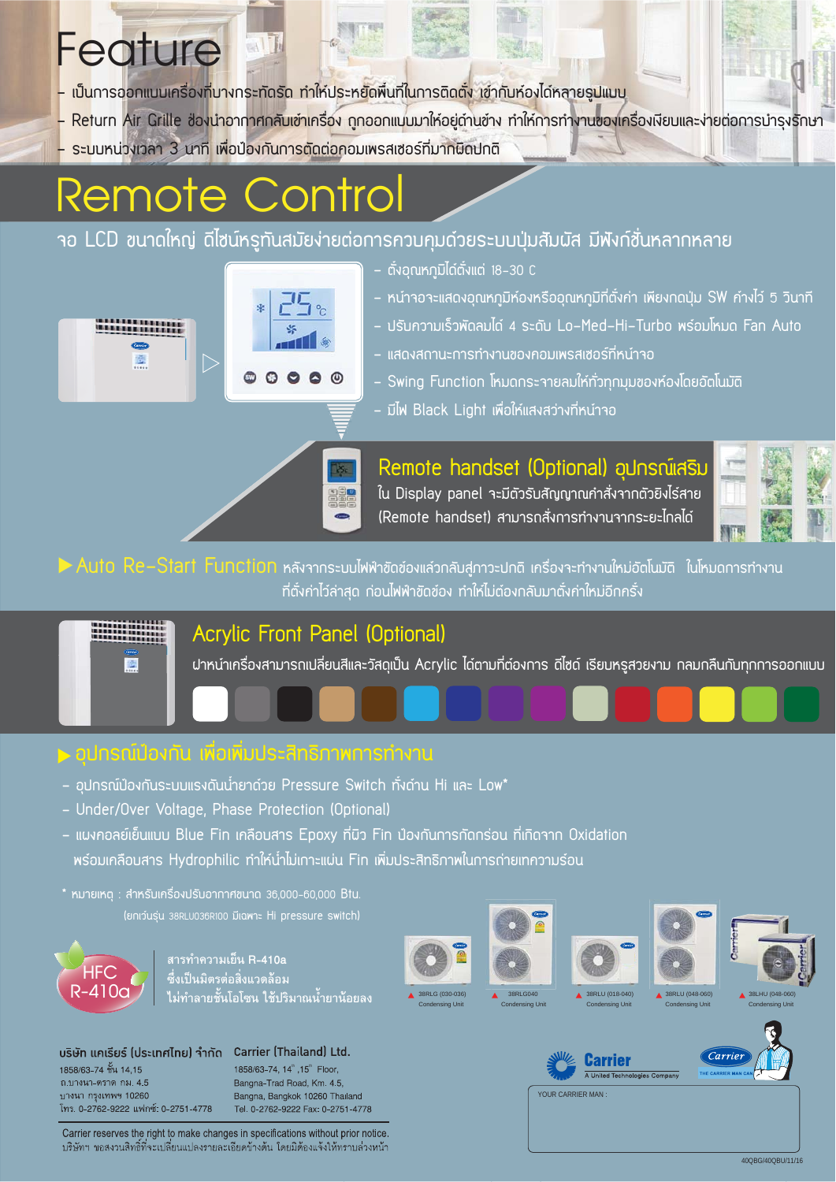# Feature

- เป็นการออกแบบเครื่องที่บางกระทัดรัด ทำให้ประหยัดพื้นที่ในการติดตั้ง เข้ากับห้องได้หลายรูปแบบ
- Return Air Grille ช่องนำอากาศกลับเข้าเครื่อง ถูกออกแบบมาให้อยู่ด้านข้าง ทำให้การทำงานของเครื่องเงียบและง่ายต่อการบำรุงรักษา
- ระบบหน่วงเวลา 3 นาที เพื่อป้องกันการตัดต่อคอมเพรสเซอร์ที่มากผิดปกติ

# Remote Control

## จอ LCD ขนาดใหญ่ ดีไซน์หรูทันสมัยง่ายต่อการควบคุมด้วยระบบปุ่มสัมผัส มีฟังก์ชั่นหลากหลาย

- ตั้งอุณหภูมิได้ตั้งแต่ 18-30 C
- หน้าจอจะแสดงอุณหภูมิห้องหรืออุณหภูมิที่ตั้งค่า เพียงกดปุ่ม SW ค้างไว้ 5 วินาที
- ปรับความเร็วพัดลมได้ 4 ระดับ Lo-Med-Hi-Turbo พร้อมโหมด Fan Auto
- แสดงสถานะการทำงานของคอมเพรสเซอร์ที่หน้าจอ
- Swing Function โหมดกระจายลมให้ทั่วทุกมุมของห้องโดยอัตโนมัติ
- มีไฟ Black Light เพื่อให้แสงสว่างที่หน้าจอ

## Remote handset (Optional) อุปกรณ์เสริม

ใน Display panel จะมีตัวรับสัญญาณคำสั่งจากตัวยิงไร้สาย (Remote handset) สามารถสั่งการทำงานจากระยะไกลได้

## ▶ Auto Re-Start Function

หลังจากระบบไฟฟ้าขัดข้องแล้วกลับสู่ภาวะปกติ เครื่องจะทำงานใหม่อัตโนมัติ ในโหมดการทำงานที่ตั้งค่าไว้ล่าสุด ก่อนไฟฟ้าขัดข้อง ทำให้ไม่ต้องกลับมาตั้งค่าใหม่อีกครั้ง

## Acrylic Front Panel (Optional)

ฝาหน้าเครื่องสามารถเปลี่ยนสีและวัสดุเป็น Acrylic ได้ตามที่ต้องการ ดีไซด์ เรียบหรูสวยงาม กลมกลืนกับทุกการออกแบบ

## ▶ อุปกรณ์ป้องกัน เพื่อเพิ่มประสิทธิภาพการทำงาน

- อุปกรณ์ป้องกันระบบแรงดันน้ำยาด้วย Pressure Switch ทั้งด้าน Hi และ Low*
- Under/Over Voltage, Phase Protection (Optional)
- แผงคอยล์เย็นแบบ Blue Fin เคลือบสาร Epoxy ที่ผิว Fin ป้องกันการกัดกร่อน ที่เกิดจาก Oxidation พร้อมเคลือบสาร Hydrophilic ทำให้น้ำไม่เกาะแผ่น Fin เพิ่มประสิทธิภาพในการถ่ายเทความร้อน

\* หมายเหตุ : สำหรับเครื่องปรับอากาศขนาด 36,000-60,000 Btu.
(ยกเว้นรุ่น 38RLU036R100 มีเฉพาะ Hi pressure switch)

HFC R-410a

สารทำความเย็น R-410a
ซึ่งเป็นมิตรต่อสิ่งแวดล้อม
ไม่ทำลายชั้นโอโซน ใช้ปริมาณน้ำยาน้อยลง

38RLG (030-036) Condensing Unit
38RLG040 Condensing Unit
38RLU (018-040) Condensing Unit
38RLU (048-060) Condensing Unit
38LHU (048-060) Condensing Unit

**บริษัท แคเรียร์ (ประเทศไทย) จำกัด**
1858/63-74 ชั้น 14,15
ถ.บางนา-ตราด กม. 4.5
บางนา กรุงเทพฯ 10260
โทร. 0-2762-9222 แฟกซ์: 0-2751-4778

**Carrier (Thailand) Ltd.**
1858/63-74, 14th ,15th Floor,
Bangna-Trad Road, Km. 4.5,
Bangna, Bangkok 10260 Thailand
Tel. 0-2762-9222 Fax: 0-2751-4778

Carrier reserves the right to make changes in specifications without prior notice.
บริษัทฯ ขอสงวนสิทธิ์ที่จะเปลี่ยนแปลงรายละเอียดข้างต้น โดยมิต้องแจ้งให้ทราบล่วงหน้า

Carrier
A United Technologies Company

Carrier
THE CARRIER MAN CAN

YOUR CARRIER MAN :

40QBG/40QBU/11/16